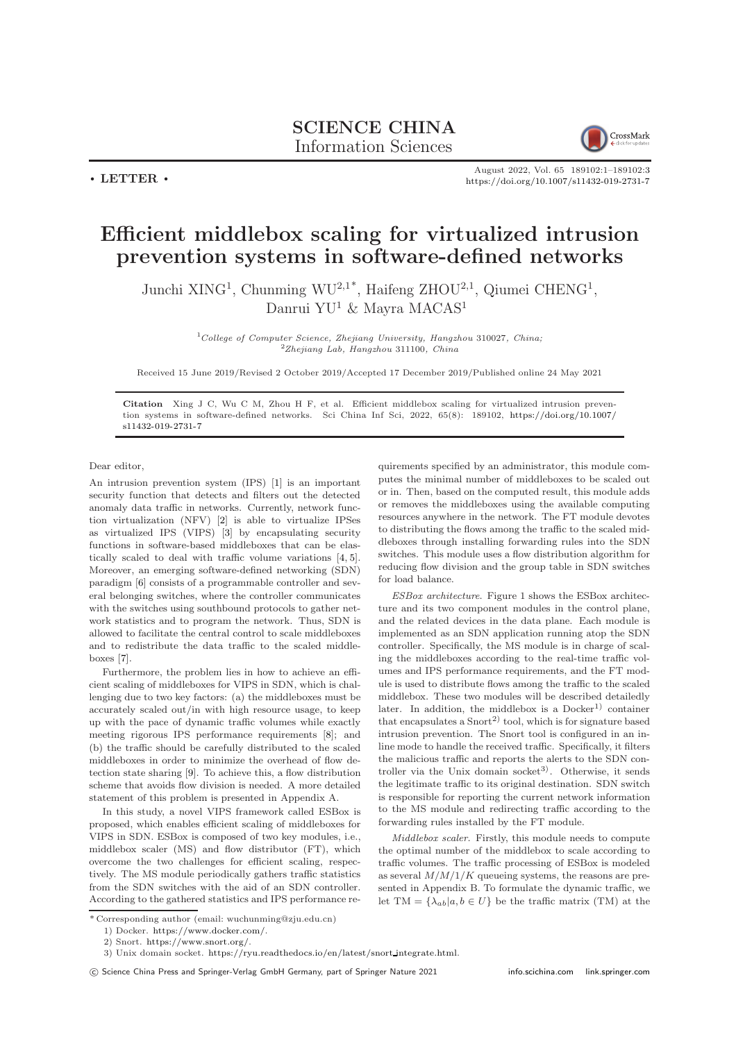**SCIENCE CHINA**
Information Sciences

• LETTER •

August 2022, Vol. 65 189102:1–189102:3
https://doi.org/10.1007/s11432-019-2731-7

# Efficient middlebox scaling for virtualized intrusion prevention systems in software-defined networks

Junchi XING[1], Chunming WU[2,1*], Haifeng ZHOU[2,1], Qiumei CHENG[1], Danrui YU[1] & Mayra MACAS[1]

[1] *College of Computer Science, Zhejiang University, Hangzhou 310027, China;*
[2] *Zhejiang Lab, Hangzhou 311100, China*

Received 15 June 2019/Revised 2 October 2019/Accepted 17 December 2019/Published online 24 May 2021

**Citation** Xing J C, Wu C M, Zhou H F, et al. Efficient middlebox scaling for virtualized intrusion prevention systems in software-defined networks. Sci China Inf Sci, 2022, 65(8): 189102, https://doi.org/10.1007/s11432-019-2731-7

Dear editor,

An intrusion prevention system (IPS) [1] is an important security function that detects and filters out the detected anomaly data traffic in networks. Currently, network function virtualization (NFV) [2] is able to virtualize IPSes as virtualized IPS (VIPS) [3] by encapsulating security functions in software-based middleboxes that can be elastically scaled to deal with traffic volume variations [4, 5]. Moreover, an emerging software-defined networking (SDN) paradigm [6] consists of a programmable controller and several belonging switches, where the controller communicates with the switches using southbound protocols to gather network statistics and to program the network. Thus, SDN is allowed to facilitate the central control to scale middleboxes and to redistribute the data traffic to the scaled middleboxes [7].

Furthermore, the problem lies in how to achieve an efficient scaling of middleboxes for VIPS in SDN, which is challenging due to two key factors: (a) the middleboxes must be accurately scaled out/in with high resource usage, to keep up with the pace of dynamic traffic volumes while exactly meeting rigorous IPS performance requirements [8]; and (b) the traffic should be carefully distributed to the scaled middleboxes in order to minimize the overhead of flow detection state sharing [9]. To achieve this, a flow distribution scheme that avoids flow division is needed. A more detailed statement of this problem is presented in Appendix A.

In this study, a novel VIPS framework called ESBox is proposed, which enables efficient scaling of middleboxes for VIPS in SDN. ESBox is composed of two key modules, i.e., middlebox scaler (MS) and flow distributor (FT), which overcome the two challenges for efficient scaling, respectively. The MS module periodically gathers traffic statistics from the SDN switches with the aid of an SDN controller. According to the gathered statistics and IPS performance requirements specified by an administrator, this module computes the minimal number of middleboxes to be scaled out or in. Then, based on the computed result, this module adds or removes the middleboxes using the available computing resources anywhere in the network. The FT module devotes to distributing the flows among the traffic to the scaled middleboxes through installing forwarding rules into the SDN switches. This module uses a flow distribution algorithm for reducing flow division and the group table in SDN switches for load balance.

*ESBox architecture.* Figure 1 shows the ESBox architecture and its two component modules in the control plane, and the related devices in the data plane. Each module is implemented as an SDN application running atop the SDN controller. Specifically, the MS module is in charge of scaling the middleboxes according to the real-time traffic volumes and IPS performance requirements, and the FT module is used to distribute flows among the traffic to the scaled middlebox. These two modules will be described detailedly later. In addition, the middlebox is a Docker[1)] container that encapsulates a Snort[2)] tool, which is for signature based intrusion prevention. The Snort tool is configured in an inline mode to handle the received traffic. Specifically, it filters the malicious traffic and reports the alerts to the SDN controller via the Unix domain socket[3)]. Otherwise, it sends the legitimate traffic to its original destination. SDN switch is responsible for reporting the current network information to the MS module and redirecting traffic according to the forwarding rules installed by the FT module.

*Middlebox scaler.* Firstly, this module needs to compute the optimal number of the middlebox to scale according to traffic volumes. The traffic processing of ESBox is modeled as several $M/M/1/K$ queueing systems, the reasons are presented in Appendix B. To formulate the dynamic traffic, we let $\mathrm{TM} = \{\lambda_{ab} | a, b \in U\}$ be the traffic matrix (TM) at the

---

\* Corresponding author (email: wuchunming@zju.edu.cn)
1) Docker. https://www.docker.com/.
2) Snort. https://www.snort.org/.
3) Unix domain socket. https://ryu.readthedocs.io/en/latest/snort_integrate.html.

© Science China Press and Springer-Verlag GmbH Germany, part of Springer Nature 2021 info.scichina.com link.springer.com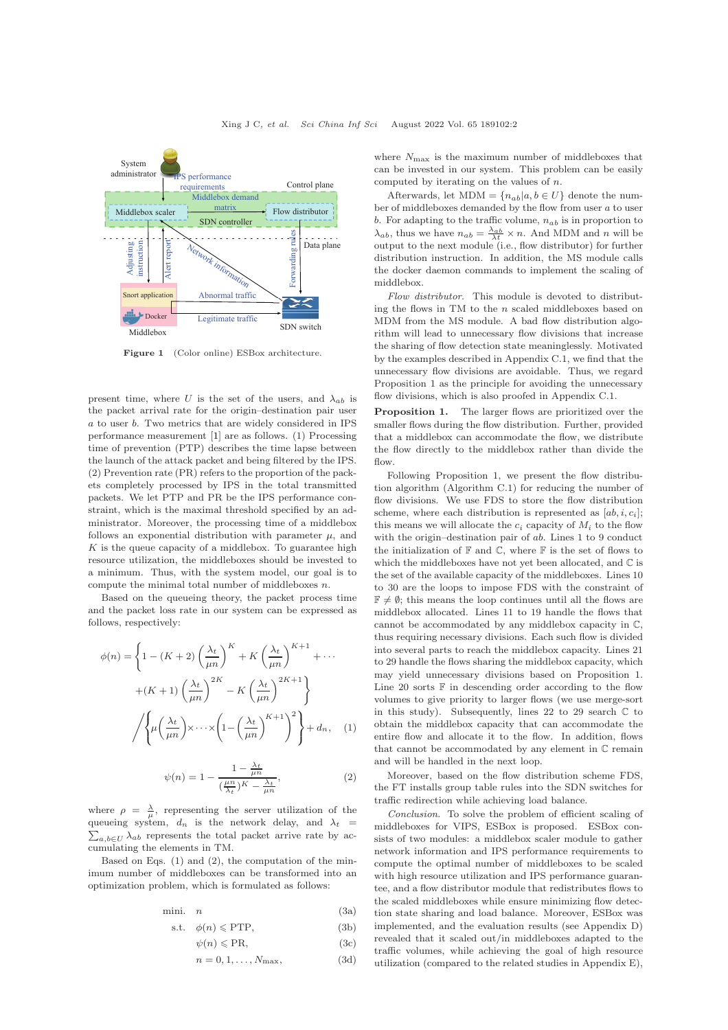Figure 1 (Color online) ESBox architecture.

present time, where $U$ is the set of the users, and $\lambda_{ab}$ is the packet arrival rate for the origin–destination pair user $a$ to user $b$. Two metrics that are widely considered in IPS performance measurement [1] are as follows. (1) Processing time of prevention (PTP) describes the time lapse between the launch of the attack packet and being filtered by the IPS. (2) Prevention rate (PR) refers to the proportion of the packets completely processed by IPS in the total transmitted packets. We let PTP and PR be the IPS performance constraint, which is the maximal threshold specified by an administrator. Moreover, the processing time of a middlebox follows an exponential distribution with parameter $\mu$, and $K$ is the queue capacity of a middlebox. To guarantee high resource utilization, the middleboxes should be invested to a minimum. Thus, with the system model, our goal is to compute the minimal total number of middleboxes $n$.

Based on the queueing theory, the packet process time and the packet loss rate in our system can be expressed as follows, respectively:

$$\phi(n) = \left\{1-(K+2)\left(\frac{\lambda_t}{\mu n}\right)^K + K\left(\frac{\lambda_t}{\mu n}\right)^{K+1} + \cdots + (K+1)\left(\frac{\lambda_t}{\mu n}\right)^{2K} - K\left(\frac{\lambda_t}{\mu n}\right)^{2K+1}\right\} \Bigg/ \left\{\mu\left(\frac{\lambda_t}{\mu n}\right)\times\cdots\times\left(1-\left(\frac{\lambda_t}{\mu n}\right)^{K+1}\right)^2\right\} + d_n, \quad (1)$$

$$\psi(n) = 1 - \frac{1-\frac{\lambda_t}{\mu n}}{(\frac{\mu n}{\lambda_t})^K - \frac{\lambda_t}{\mu n}}, \quad (2)$$

where $\rho = \frac{\lambda}{\mu}$, representing the server utilization of the queueing system, $d_n$ is the network delay, and $\lambda_t = \sum_{a,b\in U}\lambda_{ab}$ represents the total packet arrive rate by accumulating the elements in TM.

Based on Eqs. (1) and (2), the computation of the minimum number of middleboxes can be transformed into an optimization problem, which is formulated as follows:

$$\begin{aligned}
\text{mini.}\quad & n && (3a)\\
\text{s.t.}\quad & \phi(n) \leqslant \text{PTP}, && (3b)\\
& \psi(n) \leqslant \text{PR}, && (3c)\\
& n = 0, 1, \ldots, N_{\max}, && (3d)
\end{aligned}$$

where $N_{\max}$ is the maximum number of middleboxes that can be invested in our system. This problem can be easily computed by iterating on the values of $n$.

Afterwards, let MDM $= \{n_{ab}|a, b \in U\}$ denote the number of middleboxes demanded by the flow from user $a$ to user $b$. For adapting to the traffic volume, $n_{ab}$ is in proportion to $\lambda_{ab}$, thus we have $n_{ab} = \frac{\lambda_{ab}}{\lambda_t} \times n$. And MDM and $n$ will be output to the next module (i.e., flow distributor) for further distribution instruction. In addition, the MS module calls the docker daemon commands to implement the scaling of middlebox.

*Flow distributor.* This module is devoted to distributing the flows in TM to the $n$ scaled middleboxes based on MDM from the MS module. A bad flow distribution algorithm will lead to unnecessary flow divisions that increase the sharing of flow detection state meaninglessly. Motivated by the examples described in Appendix C.1, we find that the unnecessary flow divisions are avoidable. Thus, we regard Proposition 1 as the principle for avoiding the unnecessary flow divisions, which is also proofed in Appendix C.1.

**Proposition 1.** The larger flows are prioritized over the smaller flows during the flow distribution. Further, provided that a middlebox can accommodate the flow, we distribute the flow directly to the middlebox rather than divide the flow.

Following Proposition 1, we present the flow distribution algorithm (Algorithm C.1) for reducing the number of flow divisions. We use FDS to store the flow distribution scheme, where each distribution is represented as $[ab, i, c_i]$; this means we will allocate the $c_i$ capacity of $M_i$ to the flow with the origin–destination pair of $ab$. Lines 1 to 9 conduct the initialization of $\mathbb{F}$ and $\mathbb{C}$, where $\mathbb{F}$ is the set of flows to which the middleboxes have not yet been allocated, and $\mathbb{C}$ is the set of the available capacity of the middleboxes. Lines 10 to 30 are the loops to impose FDS with the constraint of $\mathbb{F} \neq \emptyset$; this means the loop continues until all the flows are middlebox allocated. Lines 11 to 19 handle the flows that cannot be accommodated by any middlebox capacity in $\mathbb{C}$, thus requiring necessary divisions. Each such flow is divided into several parts to reach the middlebox capacity. Lines 21 to 29 handle the flows sharing the middlebox capacity, which may yield unnecessary divisions based on Proposition 1. Line 20 sorts $\mathbb{F}$ in descending order according to the flow volumes to give priority to larger flows (we use merge-sort in this study). Subsequently, lines 22 to 29 search $\mathbb{C}$ to obtain the middlebox capacity that can accommodate the entire flow and allocate it to the flow. In addition, flows that cannot be accommodated by any element in $\mathbb{C}$ remain and will be handled in the next loop.

Moreover, based on the flow distribution scheme FDS, the FT installs group table rules into the SDN switches for traffic redirection while achieving load balance.

*Conclusion.* To solve the problem of efficient scaling of middleboxes for VIPS, ESBox is proposed. ESBox consists of two modules: a middlebox scaler module to gather network information and IPS performance requirements to compute the optimal number of middleboxes to be scaled with high resource utilization and IPS performance guarantee, and a flow distributor module that redistributes flows to the scaled middleboxes while ensure minimizing flow detection state sharing and load balance. Moreover, ESBox was implemented, and the evaluation results (see Appendix D) revealed that it scaled out/in middleboxes adapted to the traffic volumes, while achieving the goal of high resource utilization (compared to the related studies in Appendix E),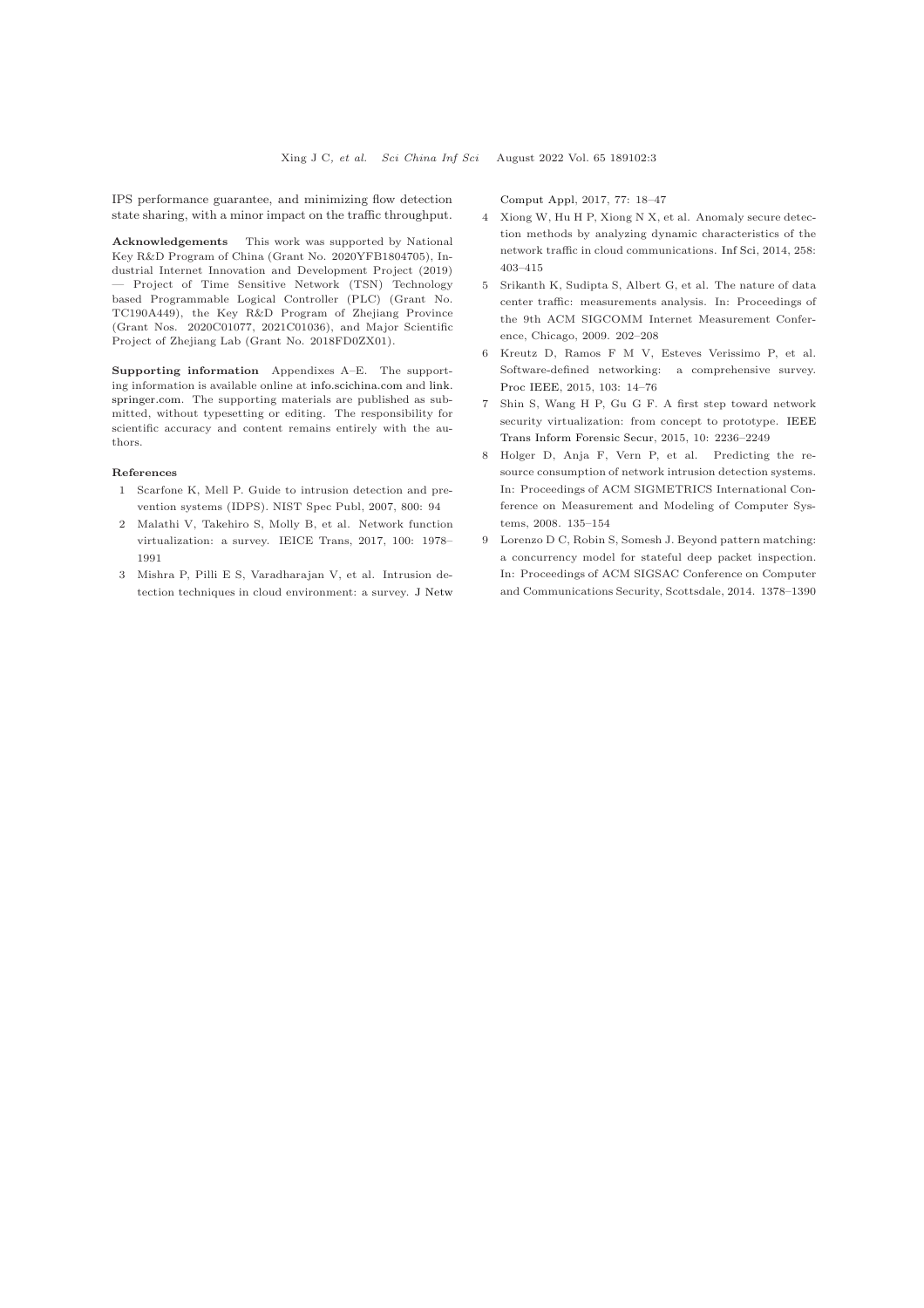IPS performance guarantee, and minimizing flow detection state sharing, with a minor impact on the traffic throughput.

**Acknowledgements** This work was supported by National Key R&D Program of China (Grant No. 2020YFB1804705), Industrial Internet Innovation and Development Project (2019) — Project of Time Sensitive Network (TSN) Technology based Programmable Logical Controller (PLC) (Grant No. TC190A449), the Key R&D Program of Zhejiang Province (Grant Nos. 2020C01077, 2021C01036), and Major Scientific Project of Zhejiang Lab (Grant No. 2018FD0ZX01).

**Supporting information** Appendixes A–E. The supporting information is available online at info.scichina.com and link.springer.com. The supporting materials are published as submitted, without typesetting or editing. The responsibility for scientific accuracy and content remains entirely with the authors.

**References**

1. Scarfone K, Mell P. Guide to intrusion detection and prevention systems (IDPS). NIST Spec Publ, 2007, 800: 94
2. Malathi V, Takehiro S, Molly B, et al. Network function virtualization: a survey. IEICE Trans, 2017, 100: 1978–1991
3. Mishra P, Pilli E S, Varadharajan V, et al. Intrusion detection techniques in cloud environment: a survey. J Netw Comput Appl, 2017, 77: 18–47
4. Xiong W, Hu H P, Xiong N X, et al. Anomaly secure detection methods by analyzing dynamic characteristics of the network traffic in cloud communications. Inf Sci, 2014, 258: 403–415
5. Srikanth K, Sudipta S, Albert G, et al. The nature of data center traffic: measurements analysis. In: Proceedings of the 9th ACM SIGCOMM Internet Measurement Conference, Chicago, 2009. 202–208
6. Kreutz D, Ramos F M V, Esteves Verissimo P, et al. Software-defined networking: a comprehensive survey. Proc IEEE, 2015, 103: 14–76
7. Shin S, Wang H P, Gu G F. A first step toward network security virtualization: from concept to prototype. IEEE Trans Inform Forensic Secur, 2015, 10: 2236–2249
8. Holger D, Anja F, Vern P, et al. Predicting the resource consumption of network intrusion detection systems. In: Proceedings of ACM SIGMETRICS International Conference on Measurement and Modeling of Computer Systems, 2008. 135–154
9. Lorenzo D C, Robin S, Somesh J. Beyond pattern matching: a concurrency model for stateful deep packet inspection. In: Proceedings of ACM SIGSAC Conference on Computer and Communications Security, Scottsdale, 2014. 1378–1390